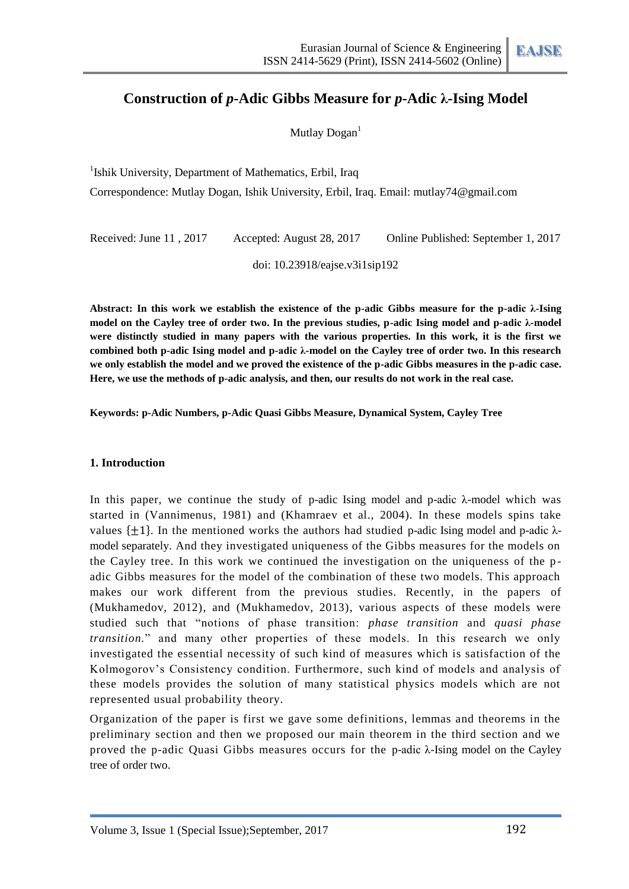# Construction of *p*-Adic Gibbs Measure for *p*-Adic λ-Ising Model

Mutlay Dogan[1]

[1]Ishik University, Department of Mathematics, Erbil, Iraq

Correspondence: Mutlay Dogan, Ishik University, Erbil, Iraq. Email: mutlay74@gmail.com

Received: June 11 , 2017 Accepted: August 28, 2017 Online Published: September 1, 2017

doi: 10.23918/eajse.v3i1sip192

**Abstract: In this work we establish the existence of the p-adic Gibbs measure for the p-adic λ-Ising model on the Cayley tree of order two. In the previous studies, p-adic Ising model and p-adic λ-model were distinctly studied in many papers with the various properties. In this work, it is the first we combined both p-adic Ising model and p-adic λ-model on the Cayley tree of order two. In this research we only establish the model and we proved the existence of the p-adic Gibbs measures in the p-adic case. Here, we use the methods of p-adic analysis, and then, our results do not work in the real case.**

**Keywords: p-Adic Numbers, p-Adic Quasi Gibbs Measure, Dynamical System, Cayley Tree**

## 1. Introduction

In this paper, we continue the study of p-adic Ising model and p-adic λ-model which was started in (Vannimenus, 1981) and (Khamraev et al., 2004). In these models spins take values $\{\pm 1\}$. In the mentioned works the authors had studied p-adic Ising model and p-adic λ-model separately. And they investigated uniqueness of the Gibbs measures for the models on the Cayley tree. In this work we continued the investigation on the uniqueness of the p-adic Gibbs measures for the model of the combination of these two models. This approach makes our work different from the previous studies. Recently, in the papers of (Mukhamedov, 2012), and (Mukhamedov, 2013), various aspects of these models were studied such that "notions of phase transition: *phase transition* and *quasi phase transition.*" and many other properties of these models. In this research we only investigated the essential necessity of such kind of measures which is satisfaction of the Kolmogorov's Consistency condition. Furthermore, such kind of models and analysis of these models provides the solution of many statistical physics models which are not represented usual probability theory.

Organization of the paper is first we gave some definitions, lemmas and theorems in the preliminary section and then we proposed our main theorem in the third section and we proved the p-adic Quasi Gibbs measures occurs for the p-adic λ-Ising model on the Cayley tree of order two.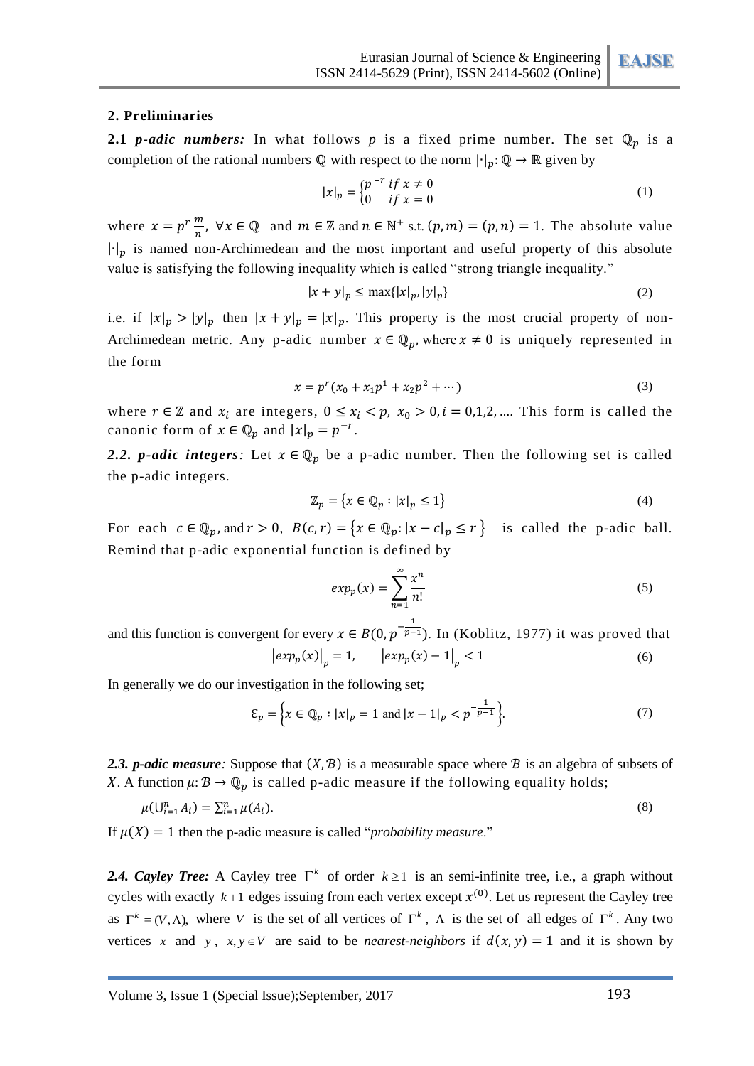## 2. Preliminaries

**2.1 *p-adic numbers:*** In what follows $p$ is a fixed prime number. The set $\mathbb{Q}_p$ is a completion of the rational numbers $\mathbb{Q}$ with respect to the norm $|\cdot|_p: \mathbb{Q} \to \mathbb{R}$ given by

$$|x|_p = \begin{cases} p^{-r} & if\ x \neq 0 \\ 0 & if\ x = 0 \end{cases} \tag{1}$$

where $x = p^r \frac{m}{n}$, $\forall x \in \mathbb{Q}$ and $m \in \mathbb{Z}$ and $n \in \mathbb{N}^+$ s.t. $(p, m) = (p, n) = 1$. The absolute value $|\cdot|_p$ is named non-Archimedean and the most important and useful property of this absolute value is satisfying the following inequality which is called "strong triangle inequality."

$$|x + y|_p \leq \max\{|x|_p, |y|_p\} \tag{2}$$

i.e. if $|x|_p > |y|_p$ then $|x + y|_p = |x|_p$. This property is the most crucial property of non-Archimedean metric. Any p-adic number $x \in \mathbb{Q}_p$, where $x \neq 0$ is uniquely represented in the form

$$x = p^r(x_0 + x_1 p^1 + x_2 p^2 + \cdots) \tag{3}$$

where $r \in \mathbb{Z}$ and $x_i$ are integers, $0 \leq x_i < p$, $x_0 > 0, i = 0,1,2, \ldots$ This form is called the canonic form of $x \in \mathbb{Q}_p$ and $|x|_p = p^{-r}$.

***2.2. p-adic integers:*** Let $x \in \mathbb{Q}_p$ be a p-adic number. Then the following set is called the p-adic integers.

$$\mathbb{Z}_p = \{x \in \mathbb{Q}_p : |x|_p \leq 1\} \tag{4}$$

For each $c \in \mathbb{Q}_p$, and $r > 0$, $B(c, r) = \{x \in \mathbb{Q}_p : |x - c|_p \leq r\}$ is called the p-adic ball. Remind that p-adic exponential function is defined by

$$exp_p(x) = \sum_{n=1}^{\infty} \frac{x^n}{n!} \tag{5}$$

and this function is convergent for every $x \in B(0, p^{-\frac{1}{p-1}})$. In (Koblitz, 1977) it was proved that

$$\left|exp_p(x)\right|_p = 1, \qquad \left|exp_p(x) - 1\right|_p < 1 \tag{6}$$

In generally we do our investigation in the following set;

$$\mathcal{E}_p = \left\{x \in \mathbb{Q}_p : |x|_p = 1 \text{ and } |x - 1|_p < p^{-\frac{1}{p-1}}\right\}. \tag{7}$$

***2.3. p-adic measure:*** Suppose that $(X, \mathcal{B})$ is a measurable space where $\mathcal{B}$ is an algebra of subsets of $X$. A function $\mu: \mathcal{B} \to \mathbb{Q}_p$ is called p-adic measure if the following equality holds;

$$\mu(\cup_{i=1}^{n} A_i) = \sum_{i=1}^{n} \mu(A_i). \tag{8}$$

If $\mu(X) = 1$ then the p-adic measure is called "*probability measure*."

***2.4. Cayley Tree:*** A Cayley tree $\Gamma^k$ of order $k \geq 1$ is an semi-infinite tree, i.e., a graph without cycles with exactly $k+1$ edges issuing from each vertex except $x^{(0)}$. Let us represent the Cayley tree as $\Gamma^k = (V, \Lambda)$, where $V$ is the set of all vertices of $\Gamma^k$, $\Lambda$ is the set of all edges of $\Gamma^k$. Any two vertices $x$ and $y$, $x, y \in V$ are said to be *nearest-neighbors* if $d(x, y) = 1$ and it is shown by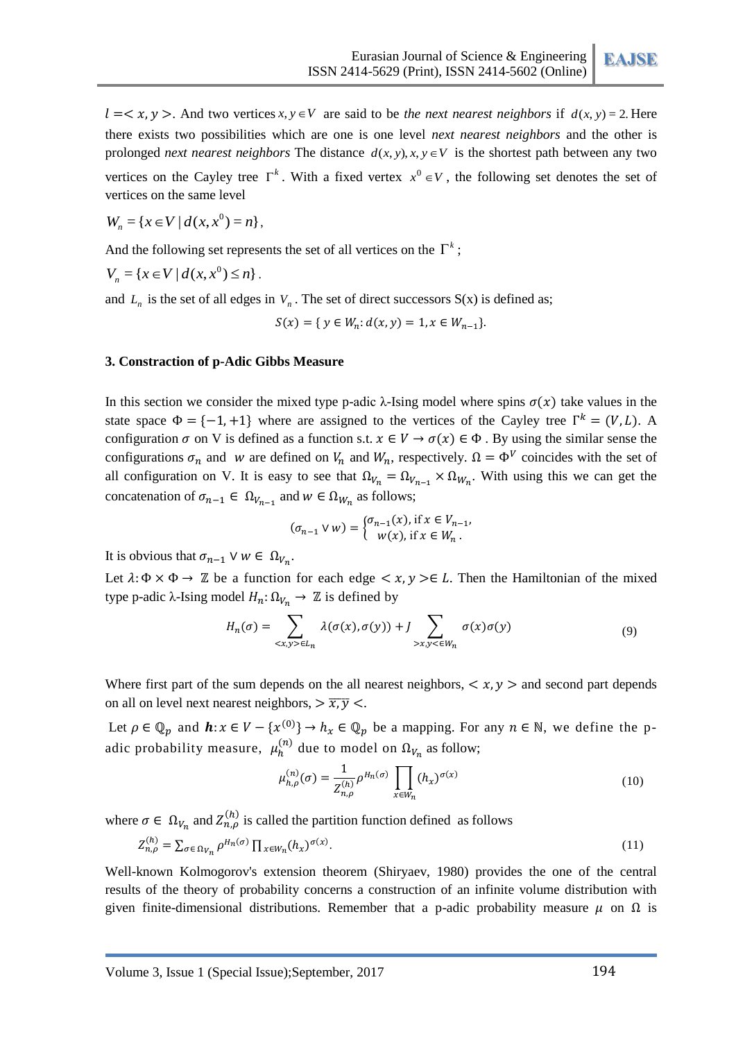$l =< x, y >$. And two vertices $x, y \in V$ are said to be *the next nearest neighbors* if $d(x, y) = 2$. Here there exists two possibilities which are one is one level *next nearest neighbors* and the other is prolonged *next nearest neighbors* The distance $d(x, y), x, y \in V$ is the shortest path between any two vertices on the Cayley tree $\Gamma^k$. With a fixed vertex $x^0 \in V$, the following set denotes the set of vertices on the same level

$$W_n = \{x \in V \mid d(x, x^0) = n\},$$

And the following set represents the set of all vertices on the $\Gamma^k$;

$$V_n = \{x \in V \mid d(x, x^0) \leq n\}.$$

and $L_n$ is the set of all edges in $V_n$. The set of direct successors S(x) is defined as;

$$S(x) = \{ y \in W_n : d(x, y) = 1, x \in W_{n-1}\}.$$

### 3. Constraction of p-Adic Gibbs Measure

In this section we consider the mixed type p-adic λ-Ising model where spins $\sigma(x)$ take values in the state space $\Phi = \{-1, +1\}$ where are assigned to the vertices of the Cayley tree $\Gamma^k = (V, L)$. A configuration $\sigma$ on V is defined as a function s.t. $x \in V \rightarrow \sigma(x) \in \Phi$ . By using the similar sense the configurations $\sigma_n$ and $w$ are defined on $V_n$ and $W_n$, respectively. $\Omega = \Phi^V$ coincides with the set of all configuration on V. It is easy to see that $\Omega_{V_n} = \Omega_{V_{n-1}} \times \Omega_{W_n}$. With using this we can get the concatenation of $\sigma_{n-1} \in \Omega_{V_{n-1}}$ and $w \in \Omega_{W_n}$ as follows;

$$(\sigma_{n-1} \vee w) = \begin{cases} \sigma_{n-1}(x), \text{ if } x \in V_{n-1}, \\ w(x), \text{ if } x \in W_n . \end{cases}$$

It is obvious that $\sigma_{n-1} \vee w \in \Omega_{V_n}$.

Let $\lambda: \Phi \times \Phi \rightarrow \mathbb{Z}$ be a function for each edge $< x, y > \in L$. Then the Hamiltonian of the mixed type p-adic λ-Ising model $H_n: \Omega_{V_n} \rightarrow \mathbb{Z}$ is defined by

$$H_n(\sigma) = \sum_{<x,y> \in L_n} \lambda(\sigma(x), \sigma(y)) + J \sum_{>x,y< \in W_n} \sigma(x)\sigma(y) \tag{9}$$

Where first part of the sum depends on the all nearest neighbors, $< x, y >$ and second part depends on all on level next nearest neighbors, $> \overline{x, y} <$.

Let $\rho \in \mathbb{Q}_p$ and $\boldsymbol{h}: x \in V - \{x^{(0)}\} \rightarrow h_x \in \mathbb{Q}_p$ be a mapping. For any $n \in \mathbb{N}$, we define the p-adic probability measure, $\mu_h^{(n)}$ due to model on $\Omega_{V_n}$ as follow;

$$\mu_{h,\rho}^{(n)}(\sigma) = \frac{1}{Z_{n,\rho}^{(h)}} \rho^{H_n(\sigma)} \prod_{x \in W_n} (h_x)^{\sigma(x)} \tag{10}$$

where $\sigma \in \Omega_{V_n}$ and $Z_{n,\rho}^{(h)}$ is called the partition function defined as follows

$$Z_{n,\rho}^{(h)} = \sum_{\sigma \in \Omega_{V_n}} \rho^{H_n(\sigma)} \prod_{x \in W_n} (h_x)^{\sigma(x)}. \tag{11}$$

Well-known Kolmogorov's extension theorem (Shiryaev, 1980) provides the one of the central results of the theory of probability concerns a construction of an infinite volume distribution with given finite-dimensional distributions. Remember that a p-adic probability measure $\mu$ on $\Omega$ is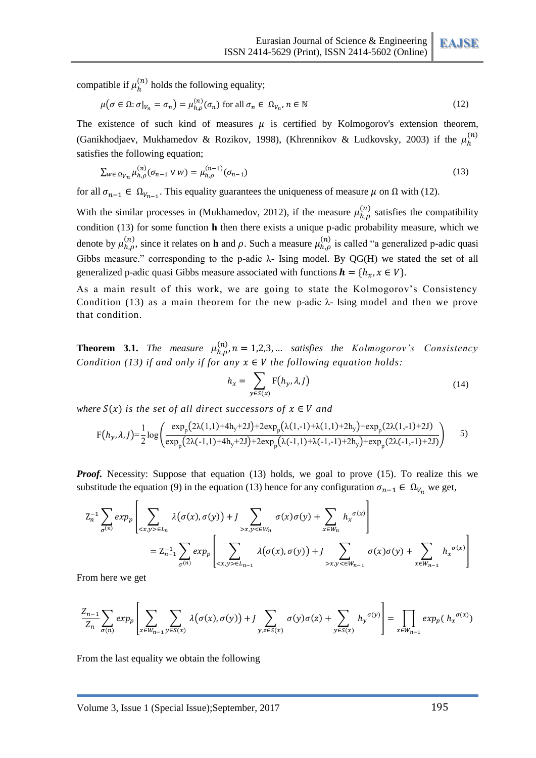compatible if $\mu_h^{(n)}$ holds the following equality;

$$\mu\big(\sigma \in \Omega: \sigma|_{V_n} = \sigma_n\big) = \mu_{h,\rho}^{(n)}(\sigma_n) \text{ for all } \sigma_n \in \Omega_{V_n}, n \in \mathbb{N} \tag{12}$$

The existence of such kind of measures $\mu$ is certified by Kolmogorov's extension theorem, (Ganikhodjaev, Mukhamedov & Rozikov, 1998), (Khrennikov & Ludkovsky, 2003) if the $\mu_h^{(n)}$ satisfies the following equation;

$$\sum_{w \in \Omega_{V_n}} \mu_{h,\rho}^{(n)}(\sigma_{n-1} \vee w) = \mu_{h,\rho}^{(n-1)}(\sigma_{n-1}) \tag{13}$$

for all $\sigma_{n-1} \in \Omega_{V_{n-1}}$. This equality guarantees the uniqueness of measure $\mu$ on $\Omega$ with (12).

With the similar processes in (Mukhamedov, 2012), if the measure $\mu_{h,\rho}^{(n)}$ satisfies the compatibility condition (13) for some function **h** then there exists a unique p-adic probability measure, which we denote by $\mu_{h,\rho}^{(n)}$, since it relates on **h** and $\rho$. Such a measure $\mu_{h,\rho}^{(n)}$ is called "a generalized p-adic quasi Gibbs measure." corresponding to the p-adic λ- Ising model. By QG(H) we stated the set of all generalized p-adic quasi Gibbs measure associated with functions $\boldsymbol{h} = \{h_x, x \in V\}$.

As a main result of this work, we are going to state the Kolmogorov's Consistency Condition (13) as a main theorem for the new p-adic λ- Ising model and then we prove that condition.

**Theorem 3.1.** *The measure $\mu_{h,\rho}^{(n)}, n = 1,2,3, \ldots$ satisfies the Kolmogorov's Consistency Condition (13) if and only if for any $x \in V$ the following equation holds:*

$$h_x = \sum_{y \in S(x)} \mathrm{F}(h_y, \lambda, J) \tag{14}$$

*where $S(x)$ is the set of all direct successors of $x \in V$ and*

$$\mathrm{F}(h_y,\lambda,J)=\frac{1}{2}\log\left(\frac{\exp_p(2\lambda(1,1)+4h_y+2J)+2\exp_p(\lambda(1,-1)+\lambda(1,1)+2h_y)+\exp_p(2\lambda(1,-1)+2J)}{\exp_p(2\lambda(-1,1)+4h_y+2J)+2\exp_p(\lambda(-1,1)+\lambda(-1,-1)+2h_y)+\exp_p(2\lambda(-1,-1)+2J)}\right) \tag{15}$$

***Proof.*** Necessity: Suppose that equation (13) holds, we goal to prove (15). To realize this we substitude the equation (9) in the equation (13) hence for any configuration $\sigma_{n-1} \in \Omega_{V_n}$ we get,

$$\mathrm{Z}_n^{-1}\sum_{\sigma^{(n)}} exp_p\left[\sum_{<x,y>\in L_n}\lambda\big(\sigma(x),\sigma(y)\big)+J\sum_{>x,y<\in W_n}\sigma(x)\sigma(y)+\sum_{x\in W_n}{h_x}^{\sigma(x)}\right]$$
$$= \mathrm{Z}_{n-1}^{-1}\sum_{\sigma^{(n)}} exp_p\left[\sum_{<x,y>\in L_{n-1}}\lambda\big(\sigma(x),\sigma(y)\big)+J\sum_{>x,y<\in W_{n-1}}\sigma(x)\sigma(y)+\sum_{x\in W_{n-1}}{h_x}^{\sigma(x)}\right]$$

From here we get

$$\frac{Z_{n-1}}{Z_n}\sum_{\sigma(n)} exp_p\left[\sum_{x\in W_{n-1}}\sum_{y\in S(x)}\lambda\big(\sigma(x),\sigma(y)\big)+J\sum_{y,z\in S(x)}\sigma(y)\sigma(z)+\sum_{y\in S(x)}{h_y}^{\sigma(y)}\right]=\prod_{x\in W_{n-1}} exp_p({h_x}^{\sigma(x)})$$

From the last equality we obtain the following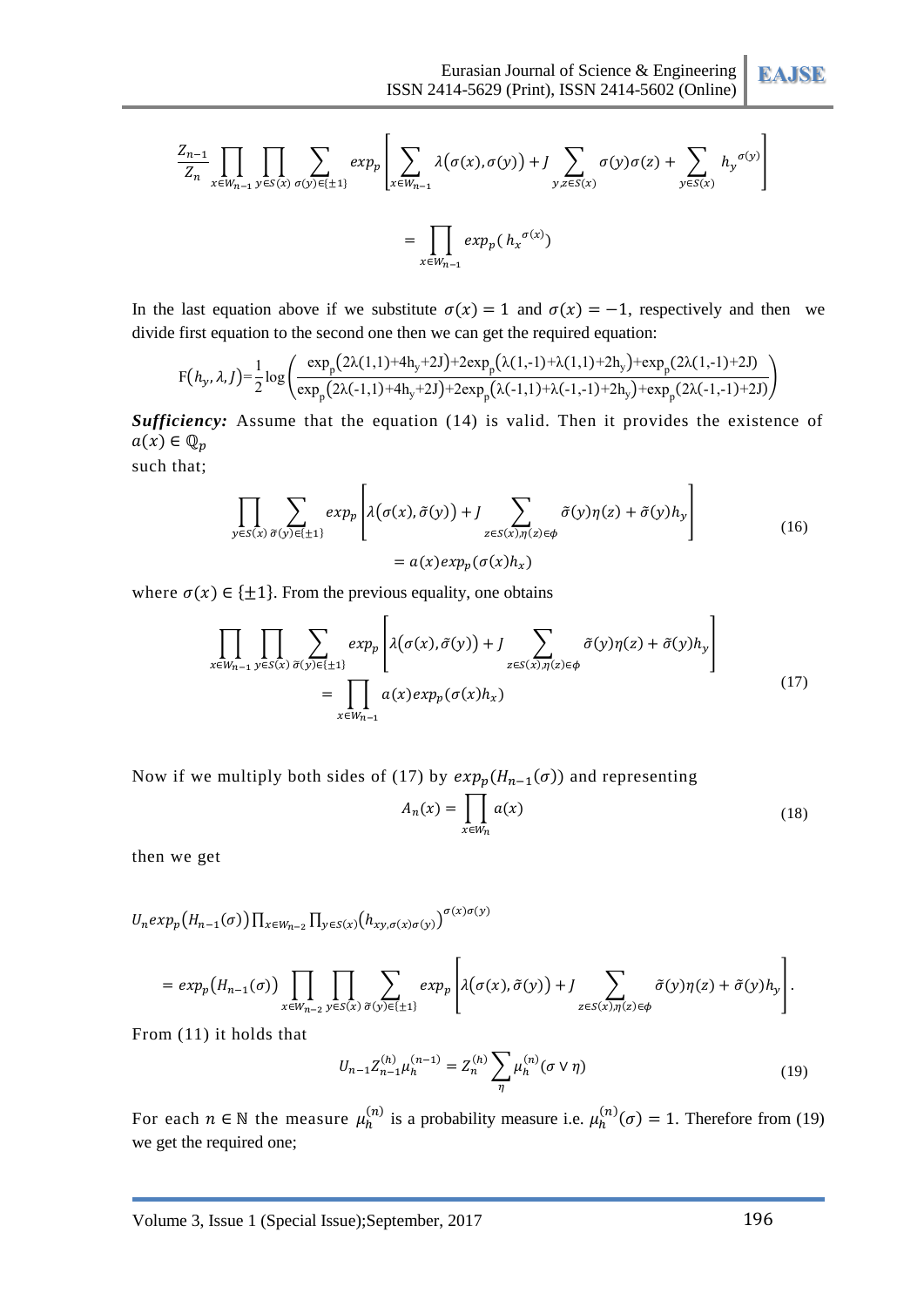$$\frac{Z_{n-1}}{Z_n}\prod_{x\in W_{n-1}}\prod_{y\in S(x)}\sum_{\sigma(y)\in\{\pm1\}} exp_p\left[\sum_{x\in W_{n-1}}\lambda\big(\sigma(x),\sigma(y)\big)+J\sum_{y,z\in S(x)}\sigma(y)\sigma(z)+\sum_{y\in S(x)}{h_y}^{\sigma(y)}\right]$$

$$=\prod_{x\in W_{n-1}} exp_p({h_x}^{\sigma(x)})$$

In the last equation above if we substitute $\sigma(x)=1$ and $\sigma(x)=-1$, respectively and then we divide first equation to the second one then we can get the required equation:

$$\mathrm{F}(h_y,\lambda,J)=\frac{1}{2}\log\left(\frac{\exp_p\big(2\lambda(1,1)+4h_y+2J\big)+2\exp_p\big(\lambda(1,-1)+\lambda(1,1)+2h_y\big)+\exp_p(2\lambda(1,-1)+2J)}{\exp_p\big(2\lambda(-1,1)+4h_y+2J\big)+2\exp_p\big(\lambda(-1,1)+\lambda(-1,-1)+2h_y\big)+\exp_p(2\lambda(-1,-1)+2J)}\right)$$

***Sufficiency:*** Assume that the equation (14) is valid. Then it provides the existence of $a(x)\in\mathbb{Q}_p$ such that;

$$\prod_{y\in S(x)}\sum_{\tilde{\sigma}(y)\in\{\pm1\}} exp_p\left[\lambda\big(\sigma(x),\tilde{\sigma}(y)\big)+J\sum_{z\in S(x),\eta(z)\in\phi}\tilde{\sigma}(y)\eta(z)+\tilde{\sigma}(y)h_y\right]$$
$$=a(x)exp_p(\sigma(x)h_x) \tag{16}$$

where $\sigma(x)\in\{\pm1\}$. From the previous equality, one obtains

$$\prod_{x\in W_{n-1}}\prod_{y\in S(x)}\sum_{\tilde{\sigma}(y)\in\{\pm1\}} exp_p\left[\lambda\big(\sigma(x),\tilde{\sigma}(y)\big)+J\sum_{z\in S(x),\eta(z)\in\phi}\tilde{\sigma}(y)\eta(z)+\tilde{\sigma}(y)h_y\right]$$
$$=\prod_{x\in W_{n-1}} a(x)exp_p(\sigma(x)h_x) \tag{17}$$

Now if we multiply both sides of (17) by $exp_p(H_{n-1}(\sigma))$ and representing

$$A_n(x)=\prod_{x\in W_n} a(x) \tag{18}$$

then we get

$$U_n exp_p\big(H_{n-1}(\sigma)\big)\prod_{x\in W_{n-2}}\prod_{y\in S(x)}\big(h_{xy,\sigma(x)\sigma(y)}\big)^{\sigma(x)\sigma(y)}$$

$$=exp_p\big(H_{n-1}(\sigma)\big)\prod_{x\in W_{n-2}}\prod_{y\in S(x)}\sum_{\tilde{\sigma}(y)\in\{\pm1\}} exp_p\left[\lambda\big(\sigma(x),\tilde{\sigma}(y)\big)+J\sum_{z\in S(x),\eta(z)\in\phi}\tilde{\sigma}(y)\eta(z)+\tilde{\sigma}(y)h_y\right].$$

From (11) it holds that

$$U_{n-1}Z_{n-1}^{(h)}\mu_h^{(n-1)}=Z_n^{(h)}\sum_{\eta}\mu_h^{(n)}(\sigma\vee\eta) \tag{19}$$

For each $n\in\mathbb{N}$ the measure $\mu_h^{(n)}$ is a probability measure i.e. $\mu_h^{(n)}(\sigma)=1$. Therefore from (19) we get the required one;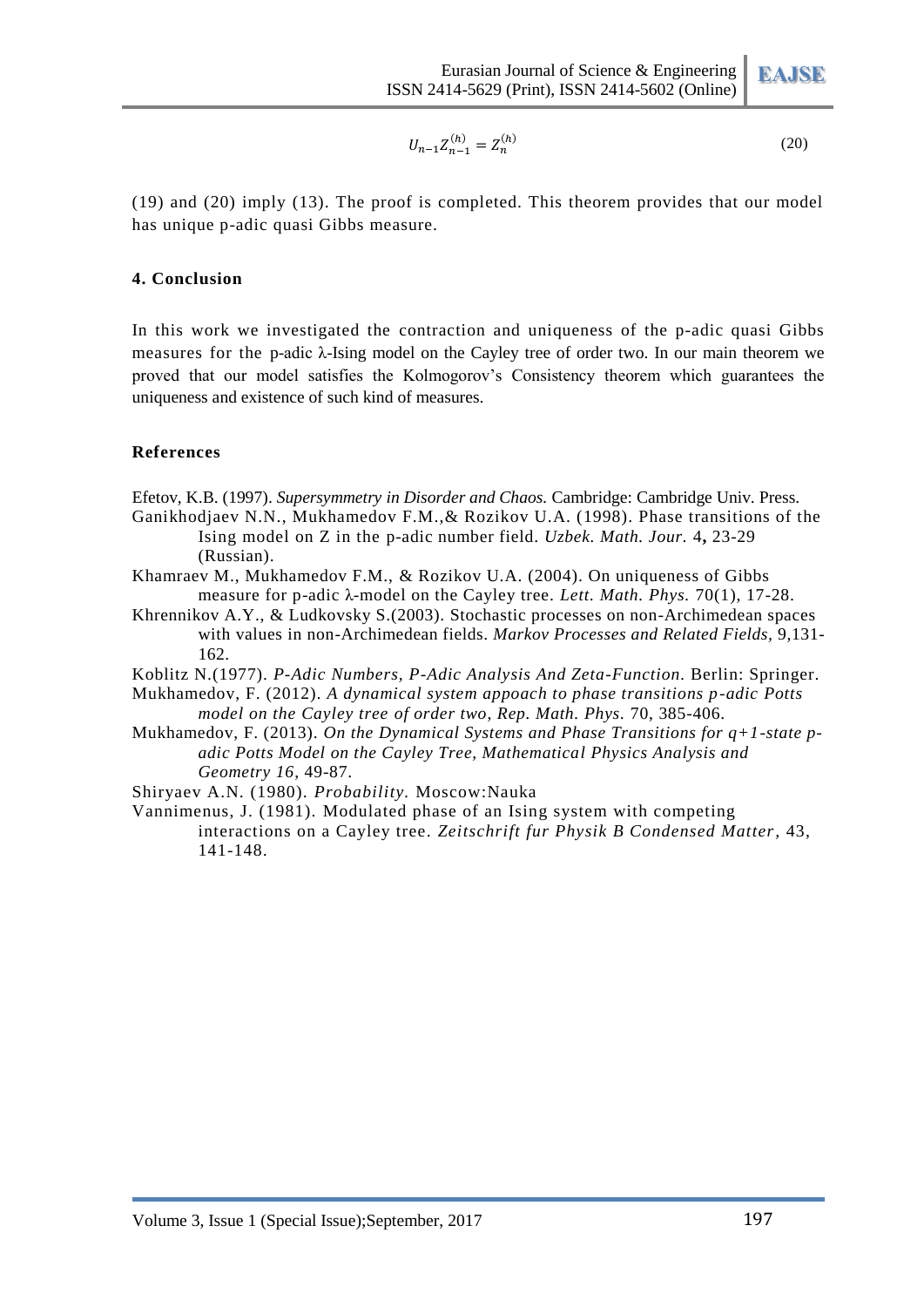$$U_{n-1} Z_{n-1}^{(h)} = Z_n^{(h)} \tag{20}$$

(19) and (20) imply (13). The proof is completed. This theorem provides that our model has unique p-adic quasi Gibbs measure.

## 4. Conclusion

In this work we investigated the contraction and uniqueness of the p-adic quasi Gibbs measures for the p-adic λ-Ising model on the Cayley tree of order two. In our main theorem we proved that our model satisfies the Kolmogorov's Consistency theorem which guarantees the uniqueness and existence of such kind of measures.

## References

Efetov, K.B. (1997). *Supersymmetry in Disorder and Chaos.* Cambridge: Cambridge Univ. Press.

Ganikhodjaev N.N., Mukhamedov F.M.,& Rozikov U.A. (1998). Phase transitions of the Ising model on Z in the p-adic number field. *Uzbek. Math. Jour.* 4**,** 23-29 (Russian).

Khamraev M., Mukhamedov F.M., & Rozikov U.A. (2004). On uniqueness of Gibbs measure for p-adic λ-model on the Cayley tree. *Lett. Math. Phys.* 70(1), 17-28.

Khrennikov A.Y., & Ludkovsky S.(2003). Stochastic processes on non-Archimedean spaces with values in non-Archimedean fields. *Markov Processes and Related Fields,* 9,131-162.

Koblitz N.(1977). *P-Adic Numbers, P-Adic Analysis And Zeta-Function.* Berlin: Springer.

Mukhamedov, F. (2012). *A dynamical system appoach to phase transitions p-adic Potts model on the Cayley tree of order two, Rep. Math. Phys.* 70, 385-406.

Mukhamedov, F. (2013). *On the Dynamical Systems and Phase Transitions for q+1-state p-adic Potts Model on the Cayley Tree, Mathematical Physics Analysis and Geometry 16*, 49-87.

Shiryaev A.N. (1980). *Probability.* Moscow:Nauka

Vannimenus, J. (1981). Modulated phase of an Ising system with competing interactions on a Cayley tree. *Zeitschrift fur Physik B Condensed Matter*, 43, 141-148.